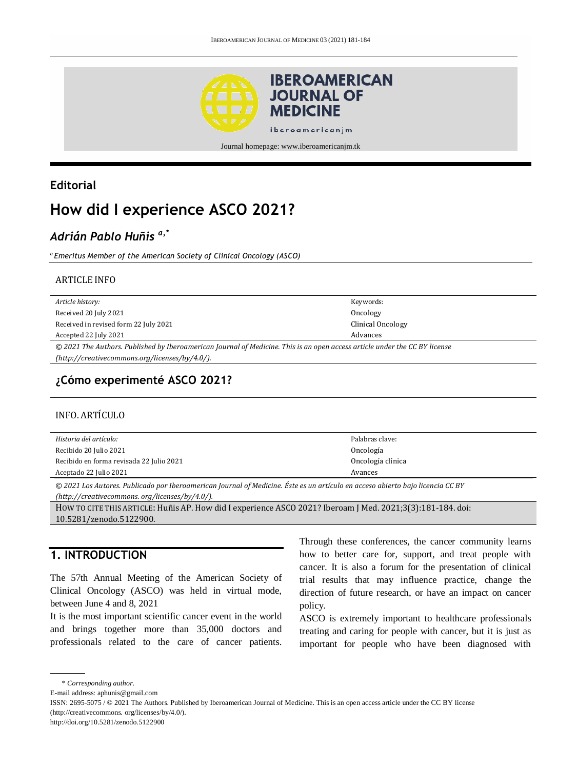Editorial

# How did I experience ASCO 2021?

*Adrián Pablo Huñis* [a,*]

[a] *Emeritus Member of the American Society of Clinical Oncology (ASCO)*

ARTICLE INFO

| *Article history:* | Keywords: |
|---|---|
| Received 20 July 2021 | Oncology |
| Received in revised form 22 July 2021 | Clinical Oncology |
| Accepted 22 July 2021 | Advances |

*© 2021 The Authors. Published by Iberoamerican Journal of Medicine. This is an open access article under the CC BY license (http://creativecommons.org/licenses/by/4.0/).*

## ¿Cómo experimenté ASCO 2021?

INFO. ARTÍCULO

| *Historia del artículo:* | Palabras clave: |
|---|---|
| Recibido 20 Julio 2021 | Oncología |
| Recibido en forma revisada 22 Julio 2021 | Oncología clínica |
| Aceptado 22 Julio 2021 | Avances |

*© 2021 Los Autores. Publicado por Iberoamerican Journal of Medicine. Éste es un artículo en acceso abierto bajo licencia CC BY (http://creativecommons. org/licenses/by/4.0/).*

HOW TO CITE THIS ARTICLE: Huñis AP. How did I experience ASCO 2021? Iberoam J Med. 2021;3(3):181-184. doi: 10.5281/zenodo.5122900.

## 1. INTRODUCTION

The 57th Annual Meeting of the American Society of Clinical Oncology (ASCO) was held in virtual mode, between June 4 and 8, 2021

It is the most important scientific cancer event in the world and brings together more than 35,000 doctors and professionals related to the care of cancer patients. Through these conferences, the cancer community learns how to better care for, support, and treat people with cancer. It is also a forum for the presentation of clinical trial results that may influence practice, change the direction of future research, or have an impact on cancer policy.

ASCO is extremely important to healthcare professionals treating and caring for people with cancer, but it is just as important for people who have been diagnosed with

\* *Corresponding author.*

E-mail address: aphunis@gmail.com

ISSN: 2695-5075 / © 2021 The Authors. Published by Iberoamerican Journal of Medicine. This is an open access article under the CC BY license (http://creativecommons. org/licenses/by/4.0/).

http://doi.org/10.5281/zenodo.5122900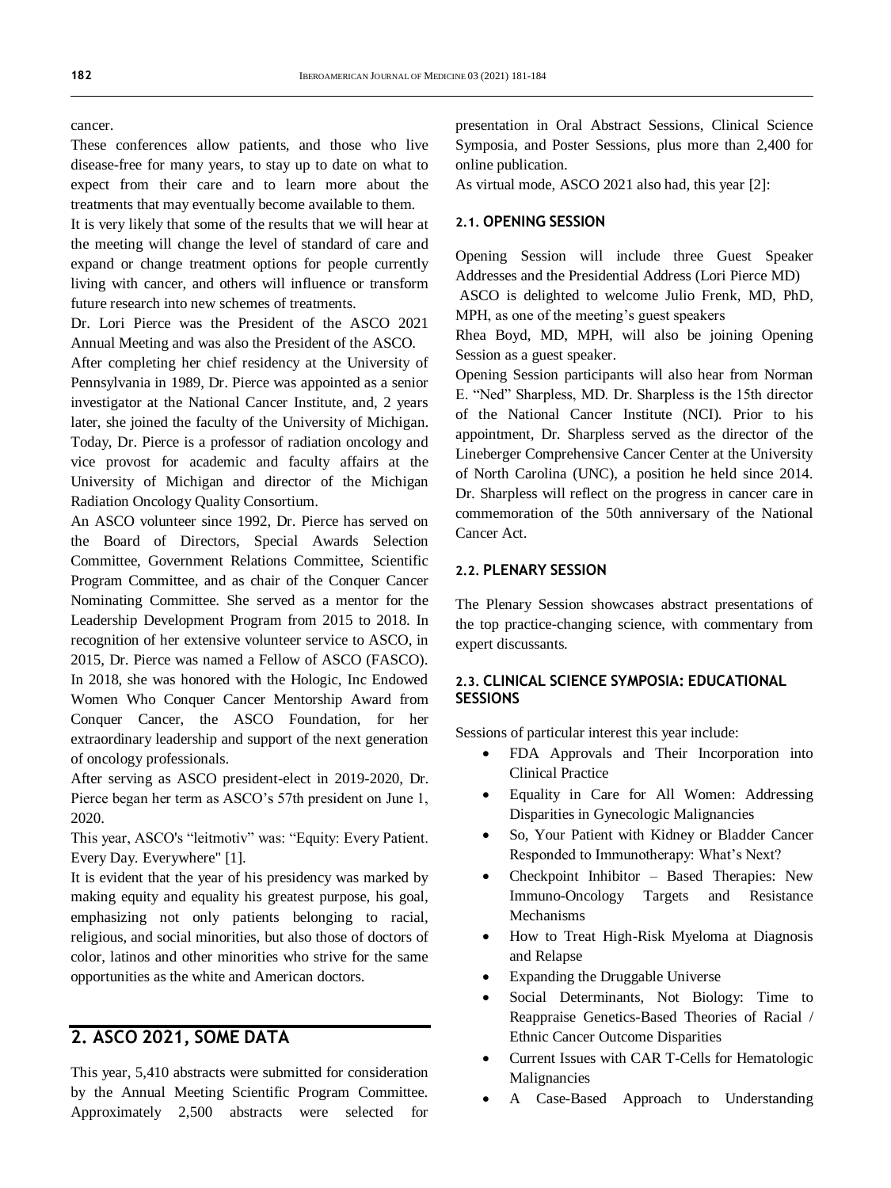cancer.

These conferences allow patients, and those who live disease-free for many years, to stay up to date on what to expect from their care and to learn more about the treatments that may eventually become available to them.

It is very likely that some of the results that we will hear at the meeting will change the level of standard of care and expand or change treatment options for people currently living with cancer, and others will influence or transform future research into new schemes of treatments.

Dr. Lori Pierce was the President of the ASCO 2021 Annual Meeting and was also the President of the ASCO.

After completing her chief residency at the University of Pennsylvania in 1989, Dr. Pierce was appointed as a senior investigator at the National Cancer Institute, and, 2 years later, she joined the faculty of the University of Michigan. Today, Dr. Pierce is a professor of radiation oncology and vice provost for academic and faculty affairs at the University of Michigan and director of the Michigan Radiation Oncology Quality Consortium.

An ASCO volunteer since 1992, Dr. Pierce has served on the Board of Directors, Special Awards Selection Committee, Government Relations Committee, Scientific Program Committee, and as chair of the Conquer Cancer Nominating Committee. She served as a mentor for the Leadership Development Program from 2015 to 2018. In recognition of her extensive volunteer service to ASCO, in 2015, Dr. Pierce was named a Fellow of ASCO (FASCO). In 2018, she was honored with the Hologic, Inc Endowed Women Who Conquer Cancer Mentorship Award from Conquer Cancer, the ASCO Foundation, for her extraordinary leadership and support of the next generation of oncology professionals.

After serving as ASCO president-elect in 2019-2020, Dr. Pierce began her term as ASCO's 57th president on June 1, 2020.

This year, ASCO's "leitmotiv" was: "Equity: Every Patient. Every Day. Everywhere" [1].

It is evident that the year of his presidency was marked by making equity and equality his greatest purpose, his goal, emphasizing not only patients belonging to racial, religious, and social minorities, but also those of doctors of color, latinos and other minorities who strive for the same opportunities as the white and American doctors.

## 2. ASCO 2021, SOME DATA

This year, 5,410 abstracts were submitted for consideration by the Annual Meeting Scientific Program Committee. Approximately 2,500 abstracts were selected for presentation in Oral Abstract Sessions, Clinical Science Symposia, and Poster Sessions, plus more than 2,400 for online publication.

As virtual mode, ASCO 2021 also had, this year [2]:

### 2.1. OPENING SESSION

Opening Session will include three Guest Speaker Addresses and the Presidential Address (Lori Pierce MD)

ASCO is delighted to welcome Julio Frenk, MD, PhD, MPH, as one of the meeting's guest speakers

Rhea Boyd, MD, MPH, will also be joining Opening Session as a guest speaker.

Opening Session participants will also hear from Norman E. "Ned" Sharpless, MD. Dr. Sharpless is the 15th director of the National Cancer Institute (NCI). Prior to his appointment, Dr. Sharpless served as the director of the Lineberger Comprehensive Cancer Center at the University of North Carolina (UNC), a position he held since 2014. Dr. Sharpless will reflect on the progress in cancer care in commemoration of the 50th anniversary of the National Cancer Act.

### 2.2. PLENARY SESSION

The Plenary Session showcases abstract presentations of the top practice-changing science, with commentary from expert discussants.

### 2.3. CLINICAL SCIENCE SYMPOSIA: EDUCATIONAL SESSIONS

Sessions of particular interest this year include:

- FDA Approvals and Their Incorporation into Clinical Practice
- Equality in Care for All Women: Addressing Disparities in Gynecologic Malignancies
- So, Your Patient with Kidney or Bladder Cancer Responded to Immunotherapy: What's Next?
- Checkpoint Inhibitor – Based Therapies: New Immuno-Oncology Targets and Resistance Mechanisms
- How to Treat High-Risk Myeloma at Diagnosis and Relapse
- Expanding the Druggable Universe
- Social Determinants, Not Biology: Time to Reappraise Genetics-Based Theories of Racial / Ethnic Cancer Outcome Disparities
- Current Issues with CAR T-Cells for Hematologic Malignancies
- A Case-Based Approach to Understanding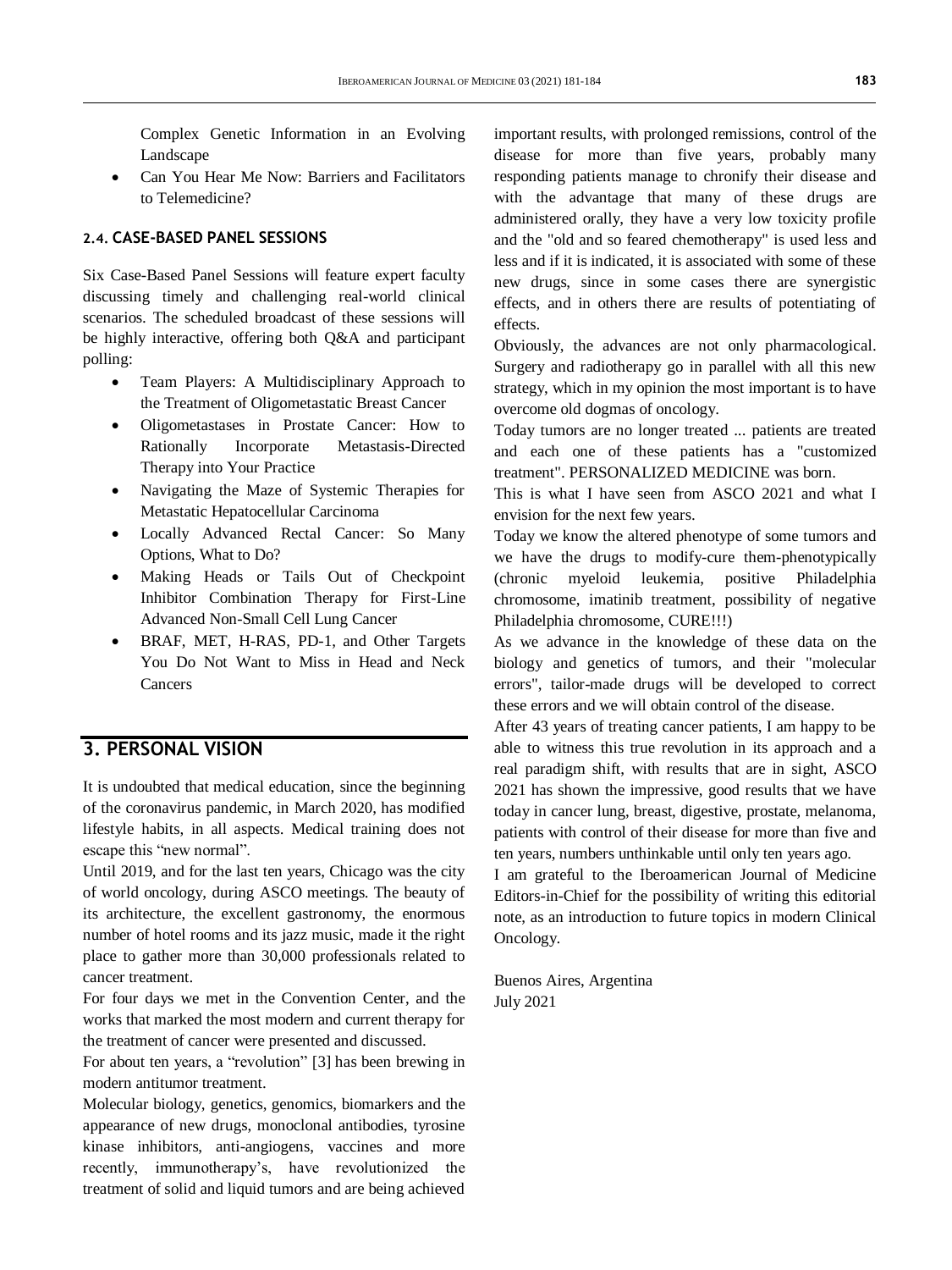Complex Genetic Information in an Evolving Landscape

- Can You Hear Me Now: Barriers and Facilitators to Telemedicine?

### 2.4. CASE-BASED PANEL SESSIONS

Six Case-Based Panel Sessions will feature expert faculty discussing timely and challenging real-world clinical scenarios. The scheduled broadcast of these sessions will be highly interactive, offering both Q&A and participant polling:

- Team Players: A Multidisciplinary Approach to the Treatment of Oligometastatic Breast Cancer
- Oligometastases in Prostate Cancer: How to Rationally Incorporate Metastasis-Directed Therapy into Your Practice
- Navigating the Maze of Systemic Therapies for Metastatic Hepatocellular Carcinoma
- Locally Advanced Rectal Cancer: So Many Options, What to Do?
- Making Heads or Tails Out of Checkpoint Inhibitor Combination Therapy for First-Line Advanced Non-Small Cell Lung Cancer
- BRAF, MET, H-RAS, PD-1, and Other Targets You Do Not Want to Miss in Head and Neck Cancers

## 3. PERSONAL VISION

It is undoubted that medical education, since the beginning of the coronavirus pandemic, in March 2020, has modified lifestyle habits, in all aspects. Medical training does not escape this "new normal".

Until 2019, and for the last ten years, Chicago was the city of world oncology, during ASCO meetings. The beauty of its architecture, the excellent gastronomy, the enormous number of hotel rooms and its jazz music, made it the right place to gather more than 30,000 professionals related to cancer treatment.

For four days we met in the Convention Center, and the works that marked the most modern and current therapy for the treatment of cancer were presented and discussed.

For about ten years, a "revolution" [3] has been brewing in modern antitumor treatment.

Molecular biology, genetics, genomics, biomarkers and the appearance of new drugs, monoclonal antibodies, tyrosine kinase inhibitors, anti-angiogens, vaccines and more recently, immunotherapy's, have revolutionized the treatment of solid and liquid tumors and are being achieved important results, with prolonged remissions, control of the disease for more than five years, probably many responding patients manage to chronify their disease and with the advantage that many of these drugs are administered orally, they have a very low toxicity profile and the "old and so feared chemotherapy" is used less and less and if it is indicated, it is associated with some of these new drugs, since in some cases there are synergistic effects, and in others there are results of potentiating of effects.

Obviously, the advances are not only pharmacological. Surgery and radiotherapy go in parallel with all this new strategy, which in my opinion the most important is to have overcome old dogmas of oncology.

Today tumors are no longer treated ... patients are treated and each one of these patients has a "customized treatment". PERSONALIZED MEDICINE was born.

This is what I have seen from ASCO 2021 and what I envision for the next few years.

Today we know the altered phenotype of some tumors and we have the drugs to modify-cure them-phenotypically (chronic myeloid leukemia, positive Philadelphia chromosome, imatinib treatment, possibility of negative Philadelphia chromosome, CURE!!!)

As we advance in the knowledge of these data on the biology and genetics of tumors, and their "molecular errors", tailor-made drugs will be developed to correct these errors and we will obtain control of the disease.

After 43 years of treating cancer patients, I am happy to be able to witness this true revolution in its approach and a real paradigm shift, with results that are in sight, ASCO 2021 has shown the impressive, good results that we have today in cancer lung, breast, digestive, prostate, melanoma, patients with control of their disease for more than five and ten years, numbers unthinkable until only ten years ago.

I am grateful to the Iberoamerican Journal of Medicine Editors-in-Chief for the possibility of writing this editorial note, as an introduction to future topics in modern Clinical Oncology.

Buenos Aires, Argentina
July 2021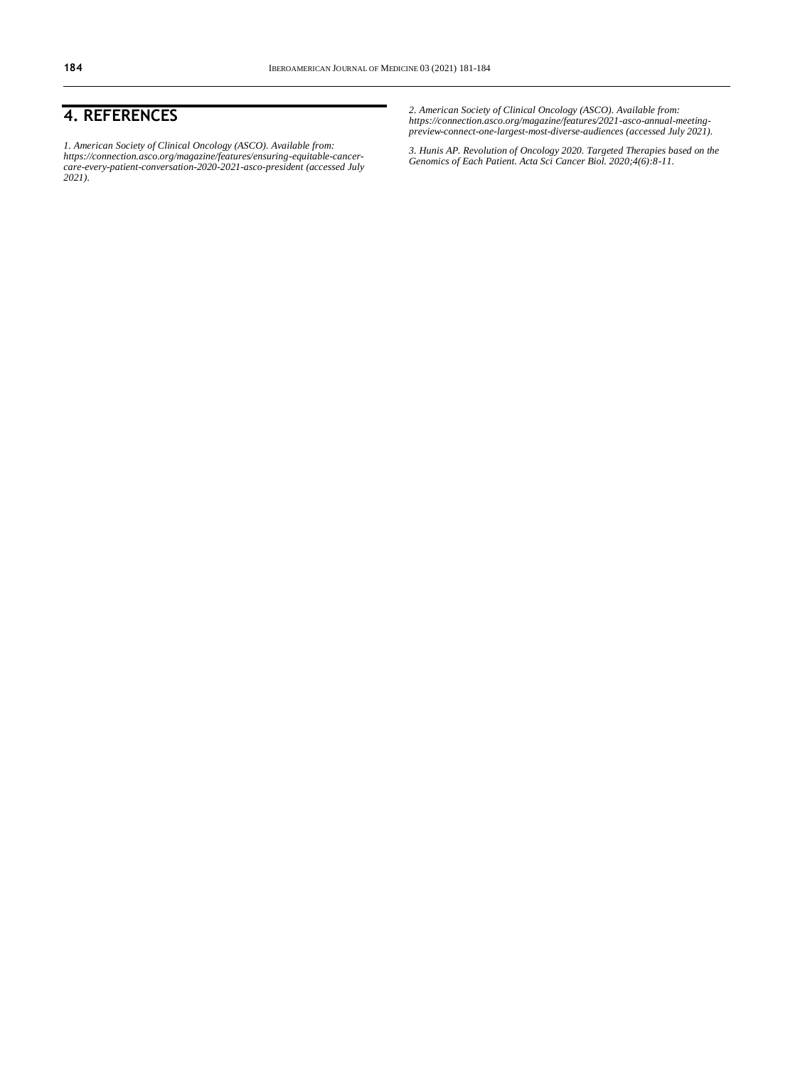## 4. REFERENCES

*1. American Society of Clinical Oncology (ASCO). Available from: https://connection.asco.org/magazine/features/ensuring-equitable-cancer-care-every-patient-conversation-2020-2021-asco-president (accessed July 2021).*

*2. American Society of Clinical Oncology (ASCO). Available from: https://connection.asco.org/magazine/features/2021-asco-annual-meeting-preview-connect-one-largest-most-diverse-audiences (accessed July 2021).*

*3. Hunis AP. Revolution of Oncology 2020. Targeted Therapies based on the Genomics of Each Patient. Acta Sci Cancer Biol. 2020;4(6):8-11.*